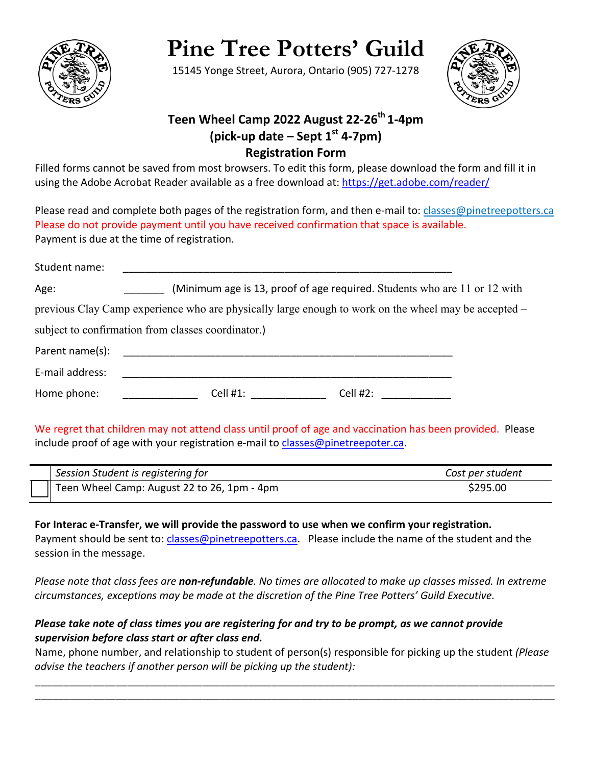# Pine Tree Potters' Guild

15145 Yonge Street, Aurora, Ontario (905) 727-1278

## Teen Wheel Camp 2022 August 22-26th 1-4pm
## (pick-up date – Sept 1st 4-7pm)
## Registration Form

Filled forms cannot be saved from most browsers. To edit this form, please download the form and fill it in using the Adobe Acrobat Reader available as a free download at: https://get.adobe.com/reader/

Please read and complete both pages of the registration form, and then e-mail to: classes@pinetreepotters.ca
Please do not provide payment until you have received confirmation that space is available.
Payment is due at the time of registration.

Student name: ___________________________________________________________

Age: _______ (Minimum age is 13, proof of age required. Students who are 11 or 12 with previous Clay Camp experience who are physically large enough to work on the wheel may be accepted – subject to confirmation from classes coordinator.)

Parent name(s): ___________________________________________________________

E-mail address: ___________________________________________________________

Home phone: _____________ Cell #1: _____________ Cell #2: ____________

We regret that children may not attend class until proof of age and vaccination has been provided. Please include proof of age with your registration e-mail to classes@pinetreepoter.ca.

| | *Session Student is registering for* | *Cost per student* |
|---|---|---|
| ☐ | Teen Wheel Camp: August 22 to 26, 1pm - 4pm | $295.00 |

**For Interac e-Transfer, we will provide the password to use when we confirm your registration.**
Payment should be sent to: classes@pinetreepotters.ca. Please include the name of the student and the session in the message.

*Please note that class fees are **non-refundable**. No times are allocated to make up classes missed. In extreme circumstances, exceptions may be made at the discretion of the Pine Tree Potters' Guild Executive.*

***Please take note of class times you are registering for and try to be prompt, as we cannot provide supervision before class start or after class end.***
Name, phone number, and relationship to student of person(s) responsible for picking up the student *(Please advise the teachers if another person will be picking up the student):*

_____________________________________________________________________________________

_____________________________________________________________________________________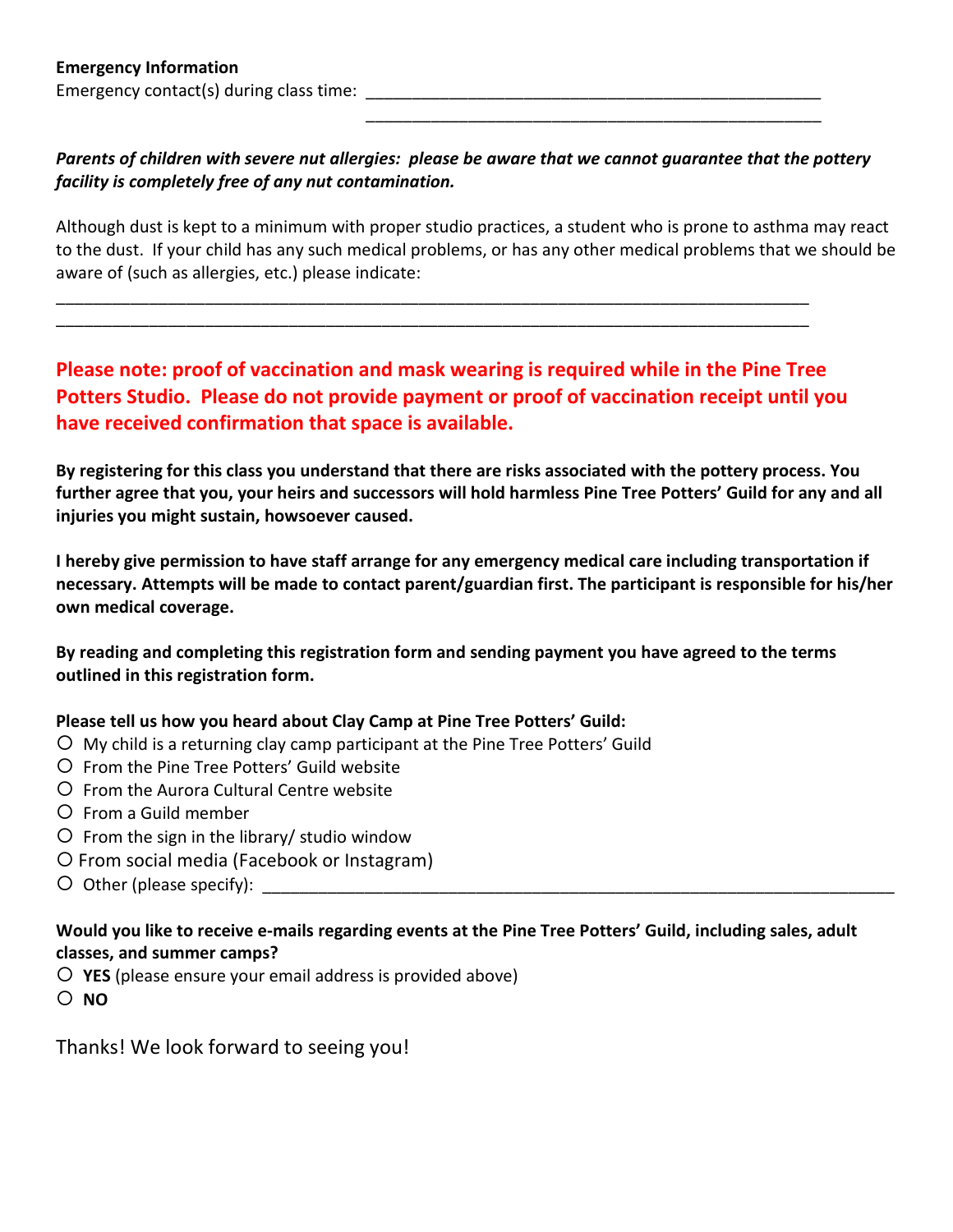**Emergency Information**

Emergency contact(s) during class time: ___________________________________________________

___________________________________________________

***Parents of children with severe nut allergies: please be aware that we cannot guarantee that the pottery facility is completely free of any nut contamination.***

Although dust is kept to a minimum with proper studio practices, a student who is prone to asthma may react to the dust. If your child has any such medical problems, or has any other medical problems that we should be aware of (such as allergies, etc.) please indicate:

_____________________________________________________________________________________

_____________________________________________________________________________________

**Please note: proof of vaccination and mask wearing is required while in the Pine Tree Potters Studio. Please do not provide payment or proof of vaccination receipt until you have received confirmation that space is available.**

**By registering for this class you understand that there are risks associated with the pottery process. You further agree that you, your heirs and successors will hold harmless Pine Tree Potters' Guild for any and all injuries you might sustain, howsoever caused.**

**I hereby give permission to have staff arrange for any emergency medical care including transportation if necessary. Attempts will be made to contact parent/guardian first. The participant is responsible for his/her own medical coverage.**

**By reading and completing this registration form and sending payment you have agreed to the terms outlined in this registration form.**

**Please tell us how you heard about Clay Camp at Pine Tree Potters' Guild:**

- ○ My child is a returning clay camp participant at the Pine Tree Potters' Guild
- ○ From the Pine Tree Potters' Guild website
- ○ From the Aurora Cultural Centre website
- ○ From a Guild member
- ○ From the sign in the library/ studio window
- ○ From social media (Facebook or Instagram)
- ○ Other (please specify): _______________________________________________________________________

**Would you like to receive e-mails regarding events at the Pine Tree Potters' Guild, including sales, adult classes, and summer camps?**

- ○ **YES** (please ensure your email address is provided above)
- ○ **NO**

Thanks! We look forward to seeing you!